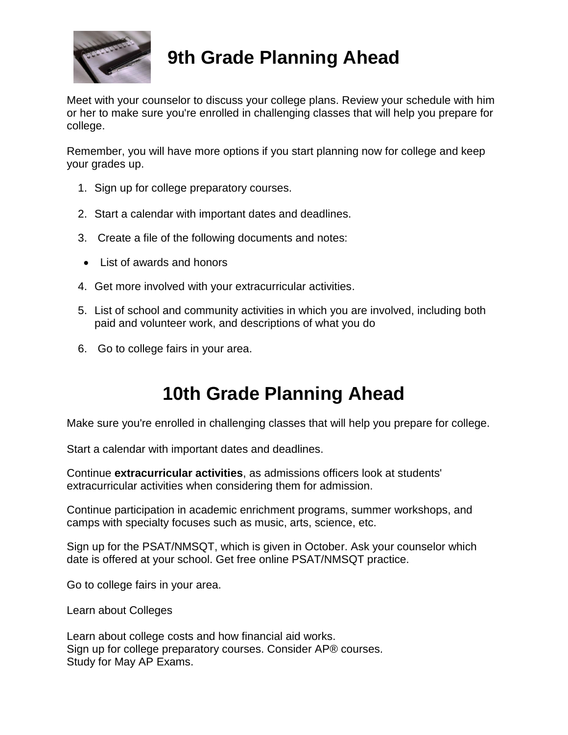# 9th Grade Planning Ahead

Meet with your counselor to discuss your college plans. Review your schedule with him or her to make sure you're enrolled in challenging classes that will help you prepare for college.

Remember, you will have more options if you start planning now for college and keep your grades up.

1. Sign up for college preparatory courses.
2. Start a calendar with important dates and deadlines.
3. Create a file of the following documents and notes:
   - List of awards and honors
4. Get more involved with your extracurricular activities.
5. List of school and community activities in which you are involved, including both paid and volunteer work, and descriptions of what you do
6. Go to college fairs in your area.

# 10th Grade Planning Ahead

Make sure you're enrolled in challenging classes that will help you prepare for college.

Start a calendar with important dates and deadlines.

Continue **extracurricular activities**, as admissions officers look at students' extracurricular activities when considering them for admission.

Continue participation in academic enrichment programs, summer workshops, and camps with specialty focuses such as music, arts, science, etc.

Sign up for the PSAT/NMSQT, which is given in October. Ask your counselor which date is offered at your school. Get free online PSAT/NMSQT practice.

Go to college fairs in your area.

Learn about Colleges

Learn about college costs and how financial aid works.
Sign up for college preparatory courses. Consider AP® courses.
Study for May AP Exams.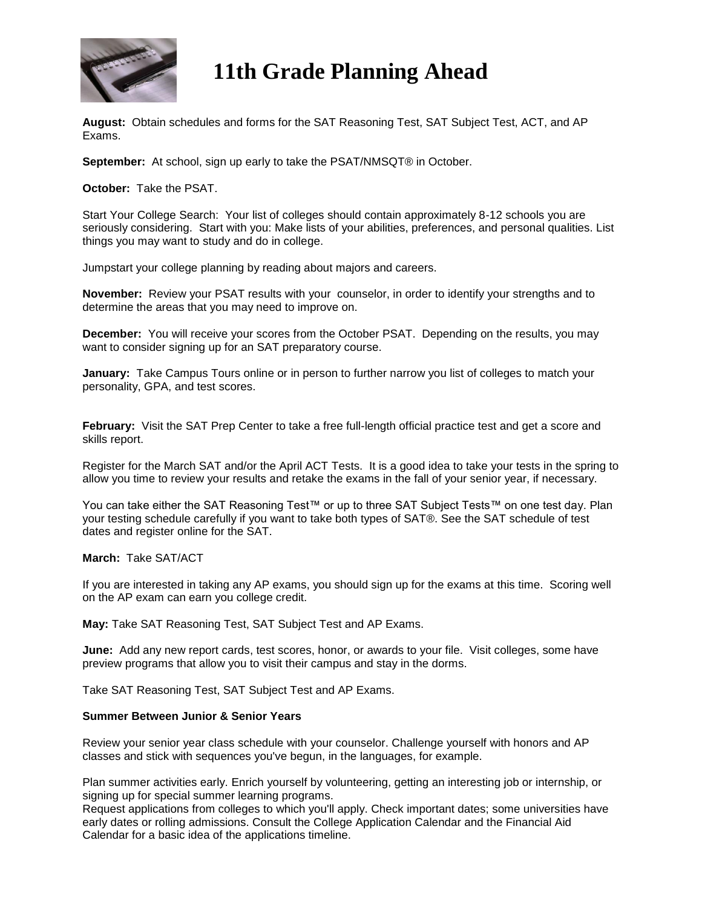# 11th Grade Planning Ahead

**August:** Obtain schedules and forms for the SAT Reasoning Test, SAT Subject Test, ACT, and AP Exams.

**September:** At school, sign up early to take the PSAT/NMSQT® in October.

**October:** Take the PSAT.

Start Your College Search: Your list of colleges should contain approximately 8-12 schools you are seriously considering. Start with you: Make lists of your abilities, preferences, and personal qualities. List things you may want to study and do in college.

Jumpstart your college planning by reading about majors and careers.

**November:** Review your PSAT results with your counselor, in order to identify your strengths and to determine the areas that you may need to improve on.

**December:** You will receive your scores from the October PSAT. Depending on the results, you may want to consider signing up for an SAT preparatory course.

**January:** Take Campus Tours online or in person to further narrow you list of colleges to match your personality, GPA, and test scores.

**February:** Visit the SAT Prep Center to take a free full-length official practice test and get a score and skills report.

Register for the March SAT and/or the April ACT Tests. It is a good idea to take your tests in the spring to allow you time to review your results and retake the exams in the fall of your senior year, if necessary.

You can take either the SAT Reasoning Test™ or up to three SAT Subject Tests™ on one test day. Plan your testing schedule carefully if you want to take both types of SAT®. See the SAT schedule of test dates and register online for the SAT.

**March:** Take SAT/ACT

If you are interested in taking any AP exams, you should sign up for the exams at this time. Scoring well on the AP exam can earn you college credit.

**May:** Take SAT Reasoning Test, SAT Subject Test and AP Exams.

**June:** Add any new report cards, test scores, honor, or awards to your file. Visit colleges, some have preview programs that allow you to visit their campus and stay in the dorms.

Take SAT Reasoning Test, SAT Subject Test and AP Exams.

**Summer Between Junior & Senior Years**

Review your senior year class schedule with your counselor. Challenge yourself with honors and AP classes and stick with sequences you've begun, in the languages, for example.

Plan summer activities early. Enrich yourself by volunteering, getting an interesting job or internship, or signing up for special summer learning programs.
Request applications from colleges to which you'll apply. Check important dates; some universities have early dates or rolling admissions. Consult the College Application Calendar and the Financial Aid Calendar for a basic idea of the applications timeline.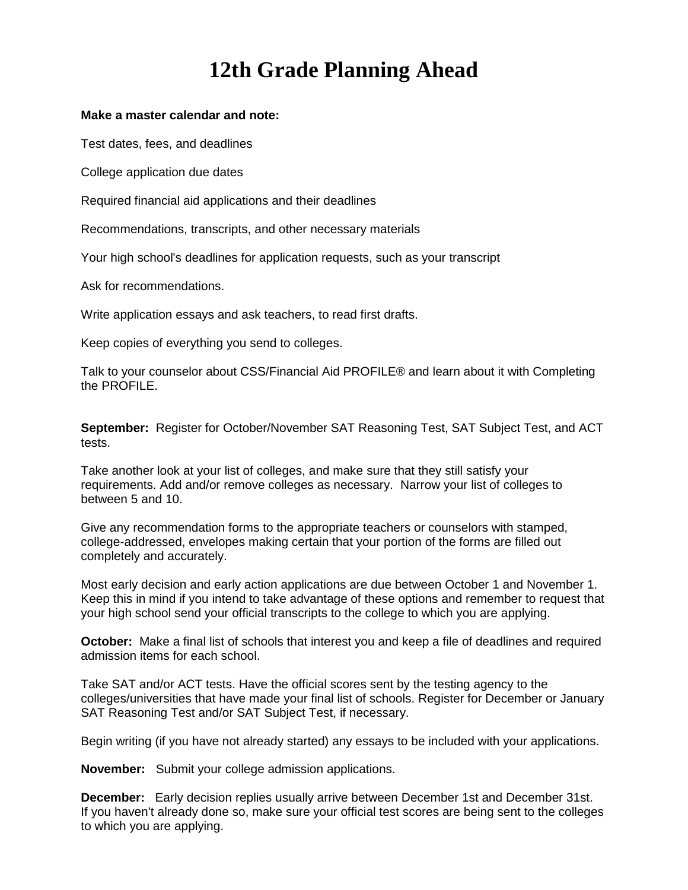# 12th Grade Planning Ahead

**Make a master calendar and note:**

Test dates, fees, and deadlines

College application due dates

Required financial aid applications and their deadlines

Recommendations, transcripts, and other necessary materials

Your high school's deadlines for application requests, such as your transcript

Ask for recommendations.

Write application essays and ask teachers, to read first drafts.

Keep copies of everything you send to colleges.

Talk to your counselor about CSS/Financial Aid PROFILE® and learn about it with Completing the PROFILE.

**September:** Register for October/November SAT Reasoning Test, SAT Subject Test, and ACT tests.

Take another look at your list of colleges, and make sure that they still satisfy your requirements. Add and/or remove colleges as necessary. Narrow your list of colleges to between 5 and 10.

Give any recommendation forms to the appropriate teachers or counselors with stamped, college-addressed, envelopes making certain that your portion of the forms are filled out completely and accurately.

Most early decision and early action applications are due between October 1 and November 1. Keep this in mind if you intend to take advantage of these options and remember to request that your high school send your official transcripts to the college to which you are applying.

**October:** Make a final list of schools that interest you and keep a file of deadlines and required admission items for each school.

Take SAT and/or ACT tests. Have the official scores sent by the testing agency to the colleges/universities that have made your final list of schools. Register for December or January SAT Reasoning Test and/or SAT Subject Test, if necessary.

Begin writing (if you have not already started) any essays to be included with your applications.

**November:** Submit your college admission applications.

**December:** Early decision replies usually arrive between December 1st and December 31st. If you haven't already done so, make sure your official test scores are being sent to the colleges to which you are applying.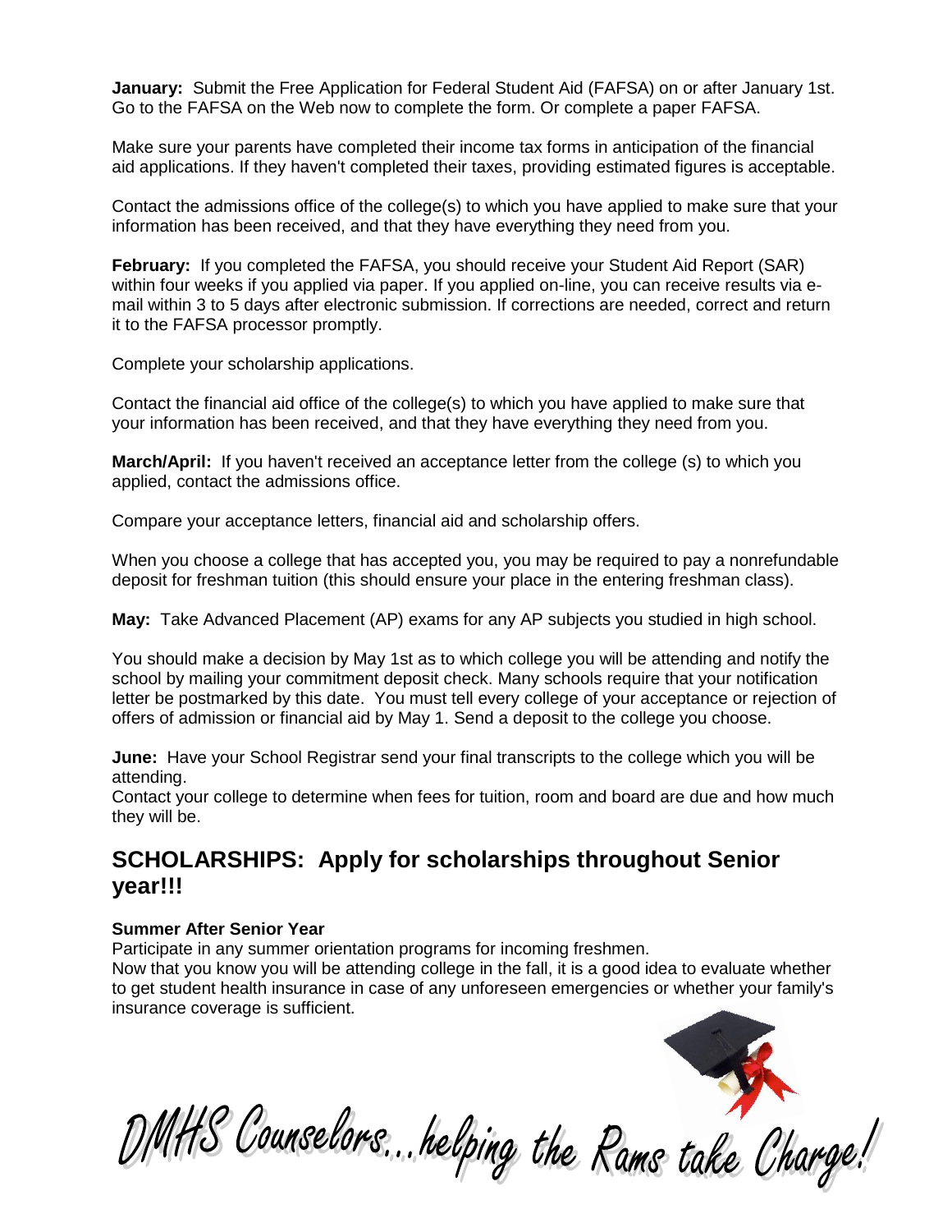**January:** Submit the Free Application for Federal Student Aid (FAFSA) on or after January 1st. Go to the FAFSA on the Web now to complete the form. Or complete a paper FAFSA.

Make sure your parents have completed their income tax forms in anticipation of the financial aid applications. If they haven't completed their taxes, providing estimated figures is acceptable.

Contact the admissions office of the college(s) to which you have applied to make sure that your information has been received, and that they have everything they need from you.

**February:** If you completed the FAFSA, you should receive your Student Aid Report (SAR) within four weeks if you applied via paper. If you applied on-line, you can receive results via e-mail within 3 to 5 days after electronic submission. If corrections are needed, correct and return it to the FAFSA processor promptly.

Complete your scholarship applications.

Contact the financial aid office of the college(s) to which you have applied to make sure that your information has been received, and that they have everything they need from you.

**March/April:** If you haven't received an acceptance letter from the college (s) to which you applied, contact the admissions office.

Compare your acceptance letters, financial aid and scholarship offers.

When you choose a college that has accepted you, you may be required to pay a nonrefundable deposit for freshman tuition (this should ensure your place in the entering freshman class).

**May:** Take Advanced Placement (AP) exams for any AP subjects you studied in high school.

You should make a decision by May 1st as to which college you will be attending and notify the school by mailing your commitment deposit check. Many schools require that your notification letter be postmarked by this date. You must tell every college of your acceptance or rejection of offers of admission or financial aid by May 1. Send a deposit to the college you choose.

**June:** Have your School Registrar send your final transcripts to the college which you will be attending.
Contact your college to determine when fees for tuition, room and board are due and how much they will be.

## SCHOLARSHIPS: Apply for scholarships throughout Senior year!!!

**Summer After Senior Year**
Participate in any summer orientation programs for incoming freshmen.
Now that you know you will be attending college in the fall, it is a good idea to evaluate whether to get student health insurance in case of any unforeseen emergencies or whether your family's insurance coverage is sufficient.

*DMHS Counselors...helping the Rams take Charge!*